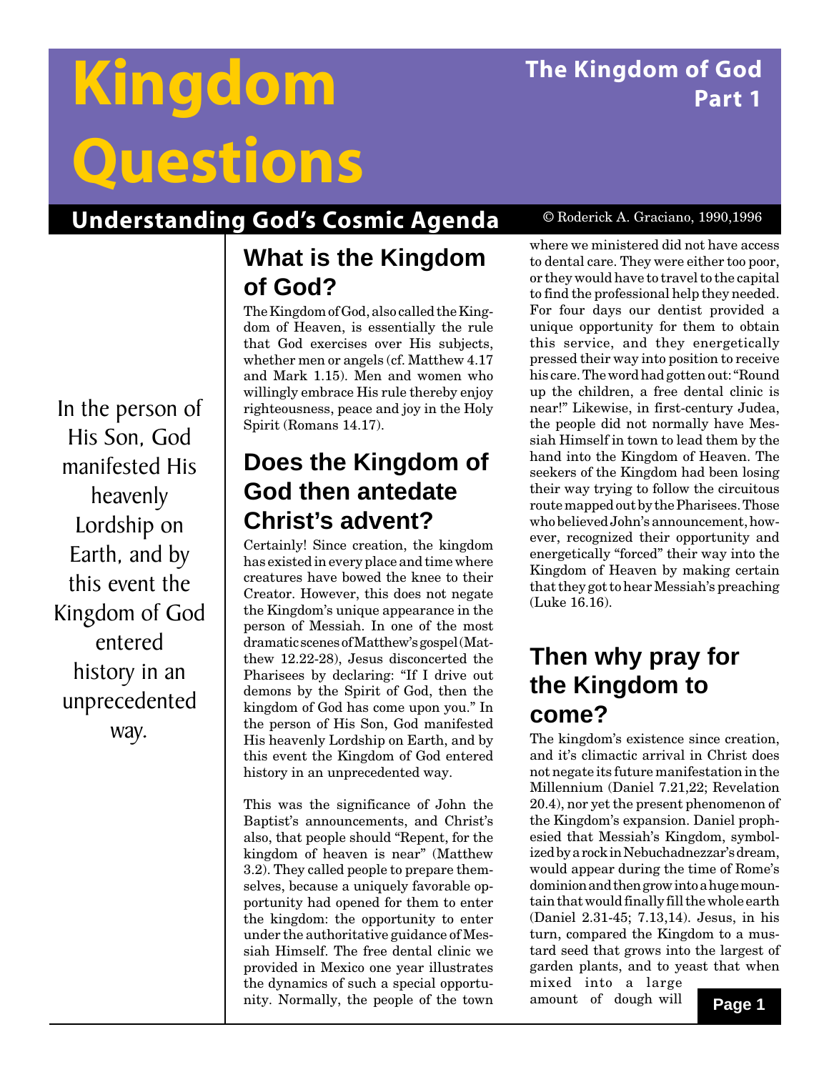# Kingdom Questions

## The Kingdom of God Part 1

**Understanding God's Cosmic Agenda**

© Roderick A. Graciano, 1990,1996

> In the person of His Son, God manifested His heavenly Lordship on Earth, and by this event the Kingdom of God entered history in an unprecedented way.

## What is the Kingdom of God?

The Kingdom of God, also called the Kingdom of Heaven, is essentially the rule that God exercises over His subjects, whether men or angels (cf. Matthew 4.17 and Mark 1.15). Men and women who willingly embrace His rule thereby enjoy righteousness, peace and joy in the Holy Spirit (Romans 14.17).

## Does the Kingdom of God then antedate Christ's advent?

Certainly! Since creation, the kingdom has existed in every place and time where creatures have bowed the knee to their Creator. However, this does not negate the Kingdom's unique appearance in the person of Messiah. In one of the most dramatic scenes of Matthew's gospel (Matthew 12.22-28), Jesus disconcerted the Pharisees by declaring: "If I drive out demons by the Spirit of God, then the kingdom of God has come upon you." In the person of His Son, God manifested His heavenly Lordship on Earth, and by this event the Kingdom of God entered history in an unprecedented way.

This was the significance of John the Baptist's announcements, and Christ's also, that people should "Repent, for the kingdom of heaven is near" (Matthew 3.2). They called people to prepare themselves, because a uniquely favorable opportunity had opened for them to enter the kingdom: the opportunity to enter under the authoritative guidance of Messiah Himself. The free dental clinic we provided in Mexico one year illustrates the dynamics of such a special opportunity. Normally, the people of the town where we ministered did not have access to dental care. They were either too poor, or they would have to travel to the capital to find the professional help they needed. For four days our dentist provided a unique opportunity for them to obtain this service, and they energetically pressed their way into position to receive his care. The word had gotten out: "Round up the children, a free dental clinic is near!" Likewise, in first-century Judea, the people did not normally have Messiah Himself in town to lead them by the hand into the Kingdom of Heaven. The seekers of the Kingdom had been losing their way trying to follow the circuitous route mapped out by the Pharisees. Those who believed John's announcement, however, recognized their opportunity and energetically "forced" their way into the Kingdom of Heaven by making certain that they got to hear Messiah's preaching (Luke 16.16).

## Then why pray for the Kingdom to come?

The kingdom's existence since creation, and it's climactic arrival in Christ does not negate its future manifestation in the Millennium (Daniel 7.21,22; Revelation 20.4), nor yet the present phenomenon of the Kingdom's expansion. Daniel prophesied that Messiah's Kingdom, symbolized by a rock in Nebuchadnezzar's dream, would appear during the time of Rome's dominion and then grow into a huge mountain that would finally fill the whole earth (Daniel 2.31-45; 7.13,14). Jesus, in his turn, compared the Kingdom to a mustard seed that grows into the largest of garden plants, and to yeast that when mixed into a large amount of dough will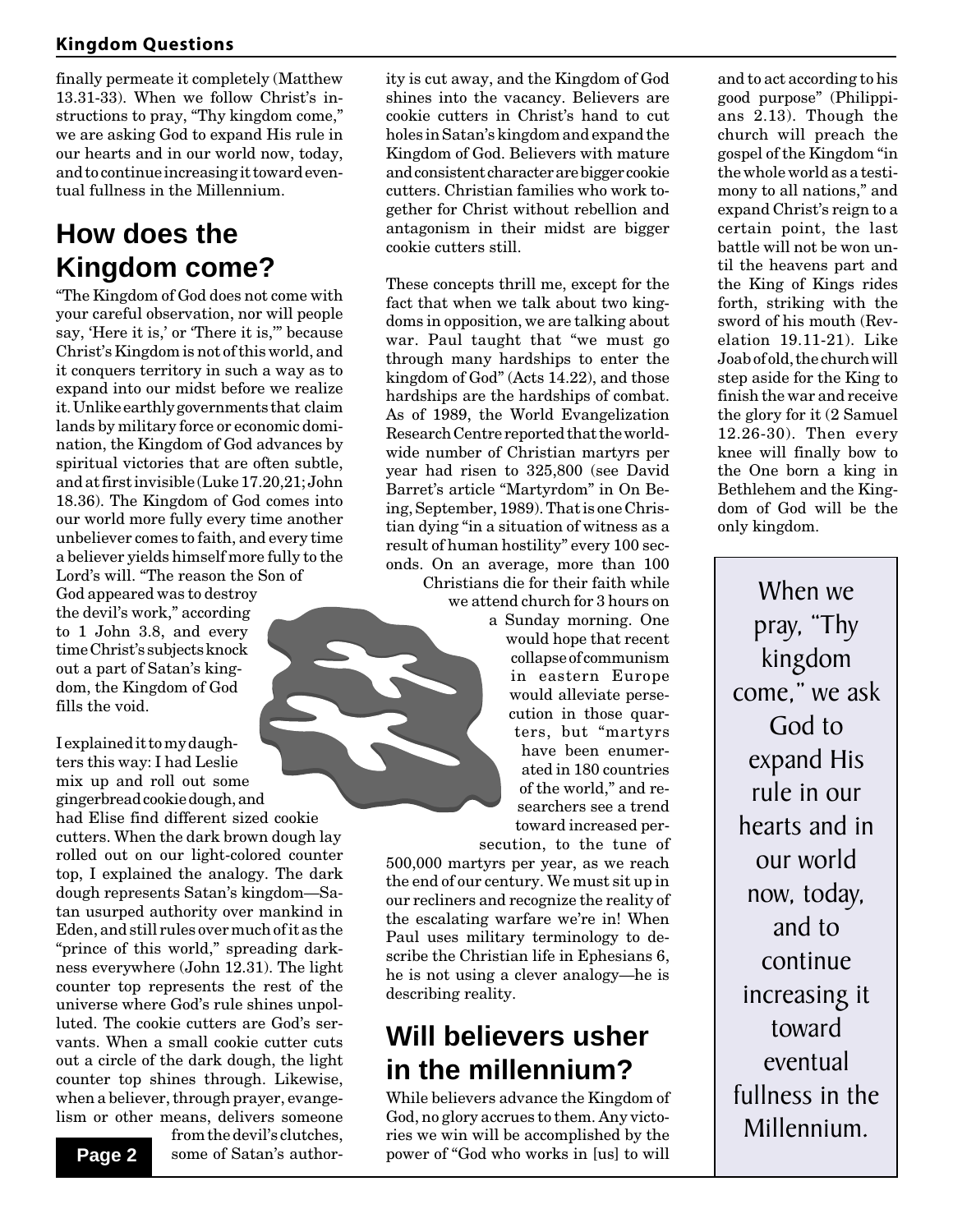finally permeate it completely (Matthew 13.31-33). When we follow Christ's instructions to pray, "Thy kingdom come," we are asking God to expand His rule in our hearts and in our world now, today, and to continue increasing it toward eventual fullness in the Millennium.

## How does the Kingdom come?

"The Kingdom of God does not come with your careful observation, nor will people say, 'Here it is,' or 'There it is,'" because Christ's Kingdom is not of this world, and it conquers territory in such a way as to expand into our midst before we realize it. Unlike earthly governments that claim lands by military force or economic domination, the Kingdom of God advances by spiritual victories that are often subtle, and at first invisible (Luke 17.20,21; John 18.36). The Kingdom of God comes into our world more fully every time another unbeliever comes to faith, and every time a believer yields himself more fully to the Lord's will. "The reason the Son of God appeared was to destroy the devil's work," according to 1 John 3.8, and every time Christ's subjects knock out a part of Satan's kingdom, the Kingdom of God fills the void.

I explained it to my daughters this way: I had Leslie mix up and roll out some gingerbread cookie dough, and had Elise find different sized cookie cutters. When the dark brown dough lay rolled out on our light-colored counter top, I explained the analogy. The dark dough represents Satan's kingdom—Satan usurped authority over mankind in Eden, and still rules over much of it as the "prince of this world," spreading darkness everywhere (John 12.31). The light counter top represents the rest of the universe where God's rule shines unpolluted. The cookie cutters are God's servants. When a small cookie cutter cuts out a circle of the dark dough, the light counter top shines through. Likewise, when a believer, through prayer, evangelism or other means, delivers someone from the devil's clutches, some of Satan's authority is cut away, and the Kingdom of God shines into the vacancy. Believers are cookie cutters in Christ's hand to cut holes in Satan's kingdom and expand the Kingdom of God. Believers with mature and consistent character are bigger cookie cutters. Christian families who work together for Christ without rebellion and antagonism in their midst are bigger cookie cutters still.

These concepts thrill me, except for the fact that when we talk about two kingdoms in opposition, we are talking about war. Paul taught that "we must go through many hardships to enter the kingdom of God" (Acts 14.22), and those hardships are the hardships of combat. As of 1989, the World Evangelization Research Centre reported that the worldwide number of Christian martyrs per year had risen to 325,800 (see David Barret's article "Martyrdom" in On Being, September, 1989). That is one Christian dying "in a situation of witness as a result of human hostility" every 100 seconds. On an average, more than 100 Christians die for their faith while we attend church for 3 hours on a Sunday morning. One would hope that recent collapse of communism in eastern Europe would alleviate persecution in those quarters, but "martyrs have been enumerated in 180 countries of the world," and researchers see a trend toward increased persecution, to the tune of 500,000 martyrs per year, as we reach the end of our century. We must sit up in our recliners and recognize the reality of the escalating warfare we're in! When Paul uses military terminology to describe the Christian life in Ephesians 6, he is not using a clever analogy—he is describing reality.

## Will believers usher in the millennium?

While believers advance the Kingdom of God, no glory accrues to them. Any victories we win will be accomplished by the power of "God who works in [us] to will and to act according to his good purpose" (Philippians 2.13). Though the church will preach the gospel of the Kingdom "in the whole world as a testimony to all nations," and expand Christ's reign to a certain point, the last battle will not be won until the heavens part and the King of Kings rides forth, striking with the sword of his mouth (Revelation 19.11-21). Like Joab of old, the church will step aside for the King to finish the war and receive the glory for it (2 Samuel 12.26-30). Then every knee will finally bow to the One born a king in Bethlehem and the Kingdom of God will be the only kingdom.

> When we pray, "Thy kingdom come," we ask God to expand His rule in our hearts and in our world now, today, and to continue increasing it toward eventual fullness in the Millennium.